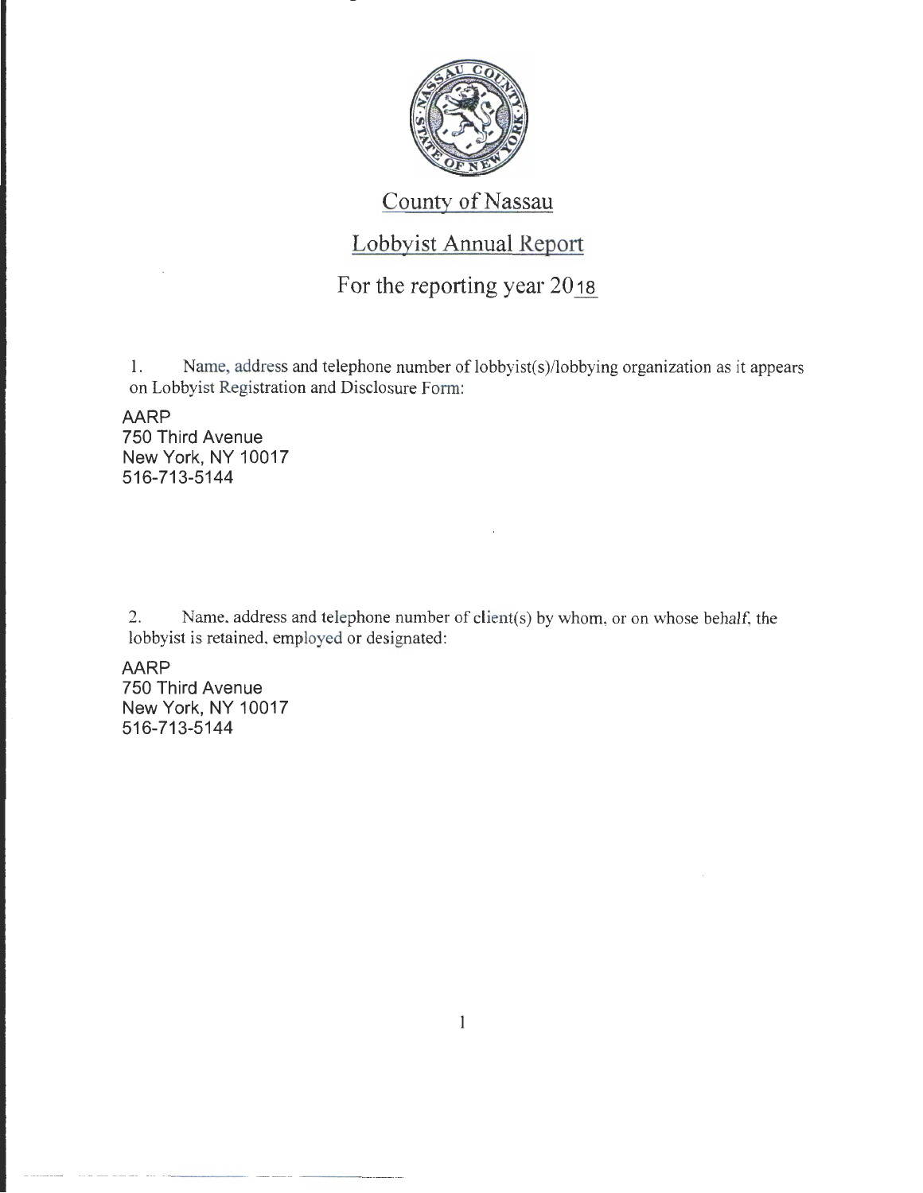# County of Nassau

## Lobbyist Annual Report

### For the reporting year 2018

1. Name, address and telephone number of lobbyist(s)/lobbying organization as it appears on Lobbyist Registration and Disclosure Form:

AARP
750 Third Avenue
New York, NY 10017
516-713-5144

2. Name, address and telephone number of client(s) by whom, or on whose behalf, the lobbyist is retained, employed or designated:

AARP
750 Third Avenue
New York, NY 10017
516-713-5144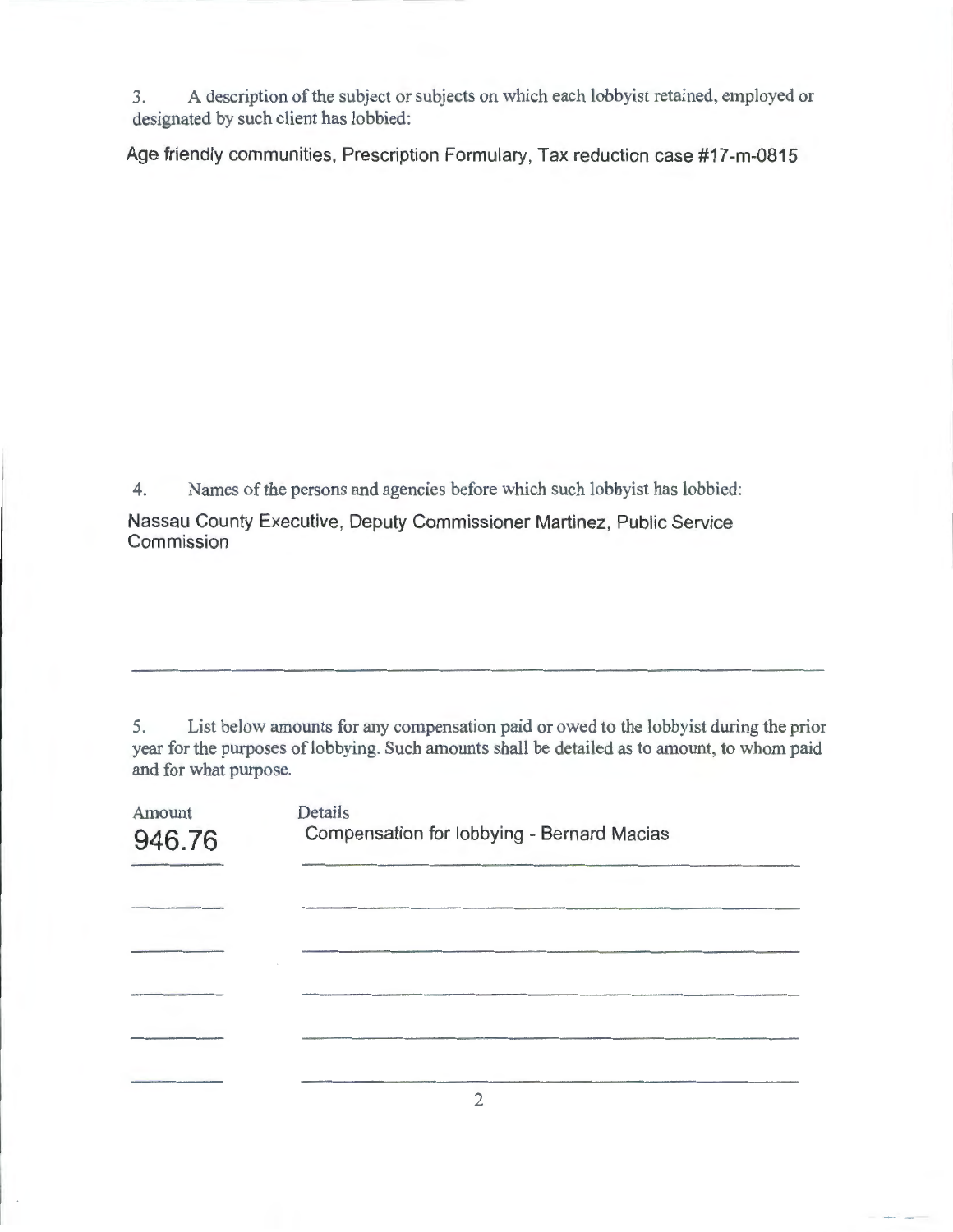3. A description of the subject or subjects on which each lobbyist retained, employed or designated by such client has lobbied:

Age friendly communities, Prescription Formulary, Tax reduction case #17-m-0815

4. Names of the persons and agencies before which such lobbyist has lobbied:

Nassau County Executive, Deputy Commissioner Martinez, Public Service Commission

5. List below amounts for any compensation paid or owed to the lobbyist during the prior year for the purposes of lobbying. Such amounts shall be detailed as to amount, to whom paid and for what purpose.

| Amount | Details |
|---|---|
| 946.76 | Compensation for lobbying - Bernard Macias |
| | |
| | |
| | |
| | |
| | |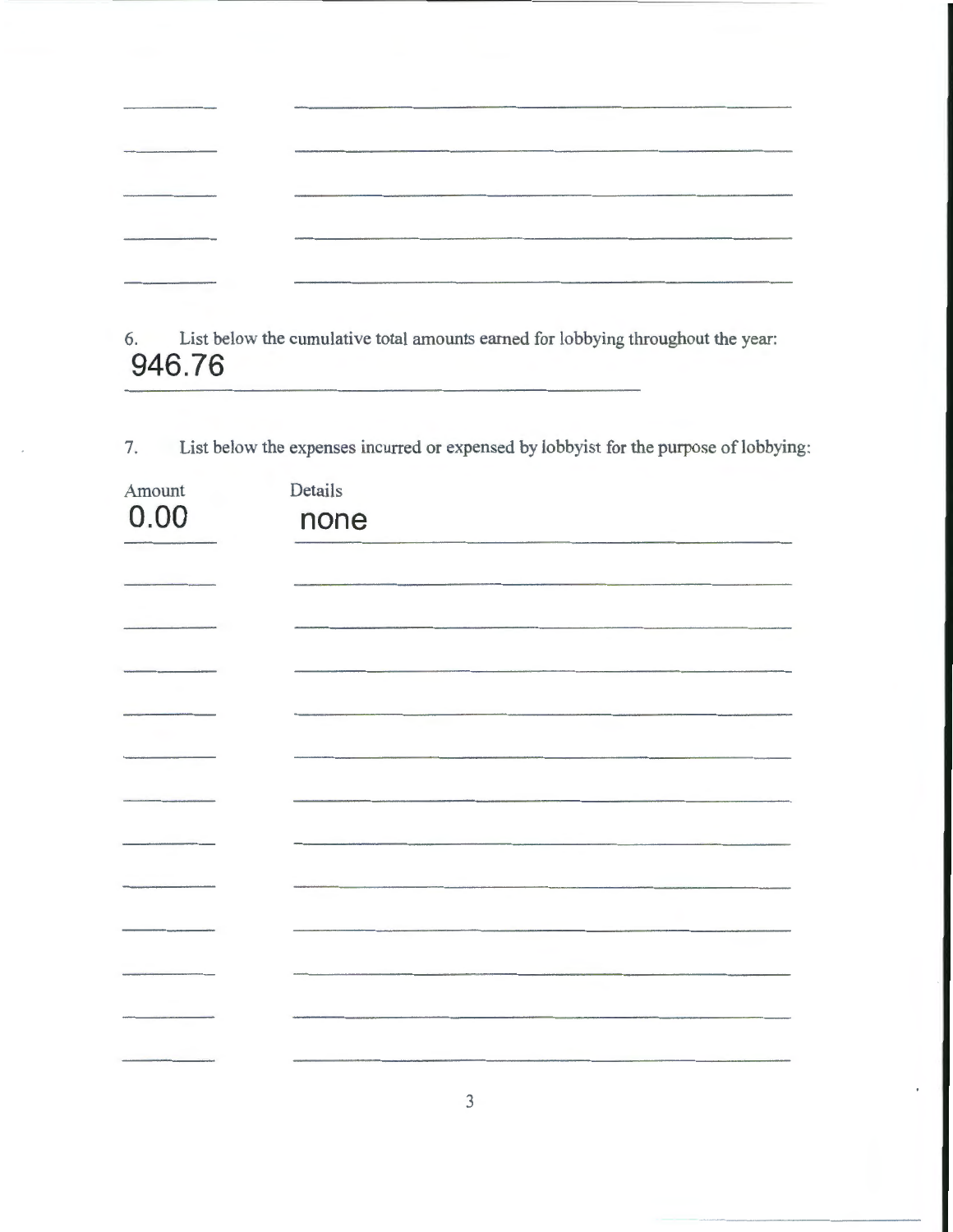6. List below the cumulative total amounts earned for lobbying throughout the year:

946.76

7. List below the expenses incurred or expensed by lobbyist for the purpose of lobbying:

| Amount | Details |
| --- | --- |
| 0.00 | none |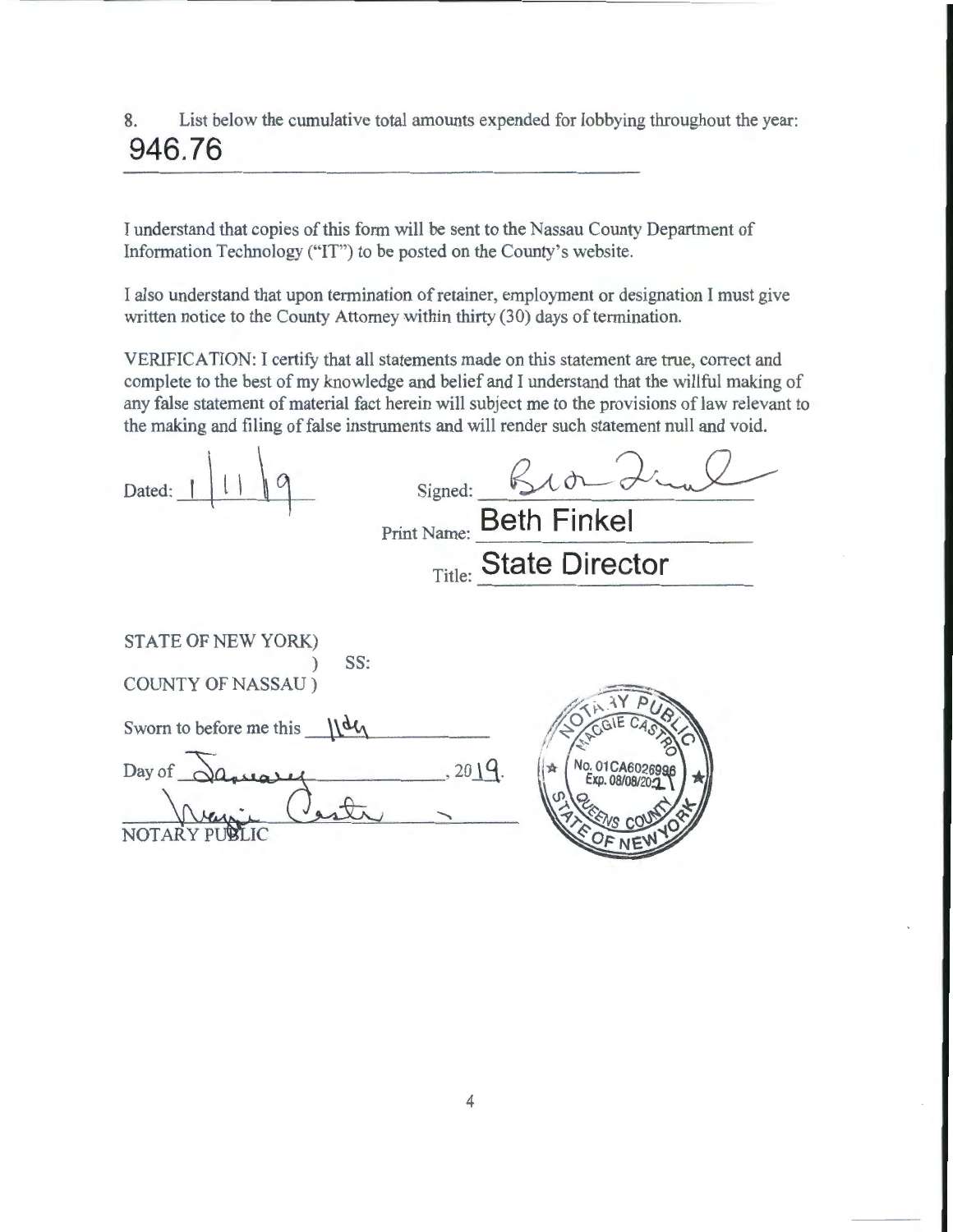8. List below the cumulative total amounts expended for lobbying throughout the year:

**946.76**

I understand that copies of this form will be sent to the Nassau County Department of Information Technology ("IT") to be posted on the County's website.

I also understand that upon termination of retainer, employment or designation I must give written notice to the County Attorney within thirty (30) days of termination.

VERIFICATION: I certify that all statements made on this statement are true, correct and complete to the best of my knowledge and belief and I understand that the willful making of any false statement of material fact herein will subject me to the provisions of law relevant to the making and filing of false instruments and will render such statement null and void.

Dated: 1/11/19

Signed: _______________

Print Name: **Beth Finkel**

Title: **State Director**

STATE OF NEW YORK)
) SS:
COUNTY OF NASSAU )

Sworn to before me this 11th

Day of January, 2019.

_______________
NOTARY PUBLIC

NOTARY PUBLIC
MAGGIE CASTRO
No. 01CA6026996
Exp. 08/08/2021
QUEENS COUNTY
STATE OF NEW YORK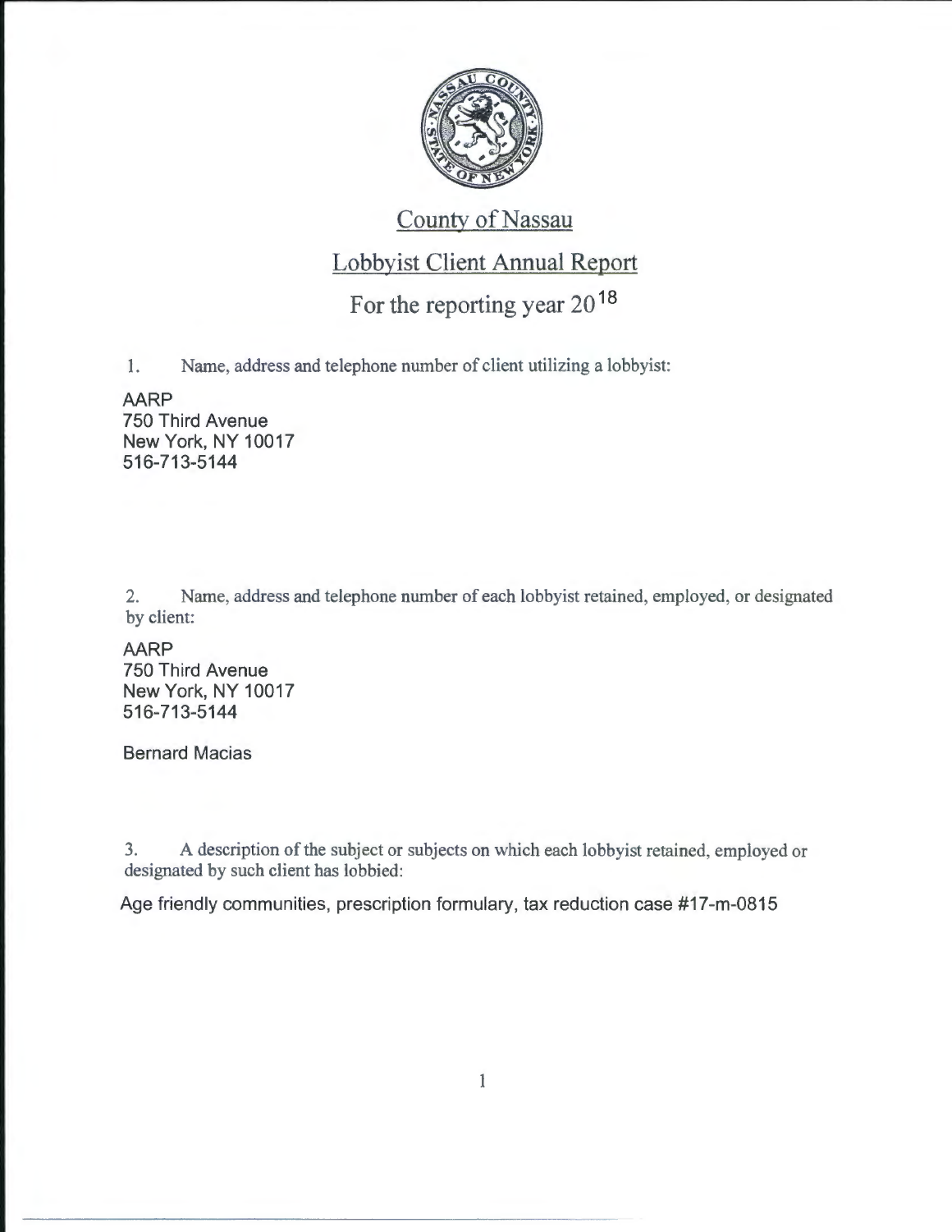# County of Nassau

## Lobbyist Client Annual Report

## For the reporting year 2018

1. Name, address and telephone number of client utilizing a lobbyist:

AARP
750 Third Avenue
New York, NY 10017
516-713-5144

2. Name, address and telephone number of each lobbyist retained, employed, or designated by client:

AARP
750 Third Avenue
New York, NY 10017
516-713-5144

Bernard Macias

3. A description of the subject or subjects on which each lobbyist retained, employed or designated by such client has lobbied:

Age friendly communities, prescription formulary, tax reduction case #17-m-0815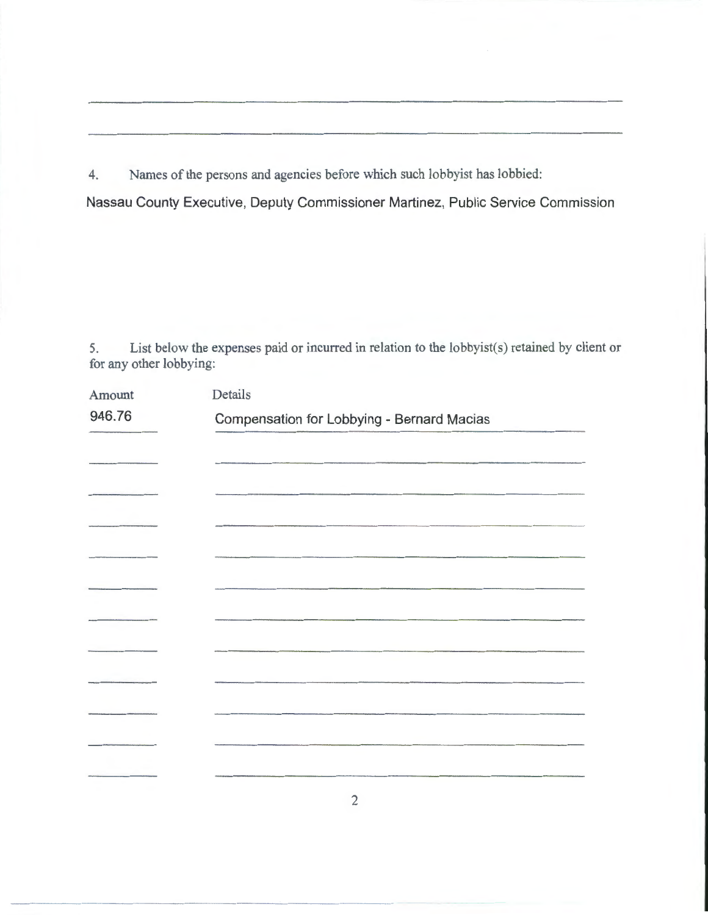4. Names of the persons and agencies before which such lobbyist has lobbied:

Nassau County Executive, Deputy Commissioner Martinez, Public Service Commission

5. List below the expenses paid or incurred in relation to the lobbyist(s) retained by client or for any other lobbying:

| Amount | Details |
| --- | --- |
| 946.76 | Compensation for Lobbying - Bernard Macias |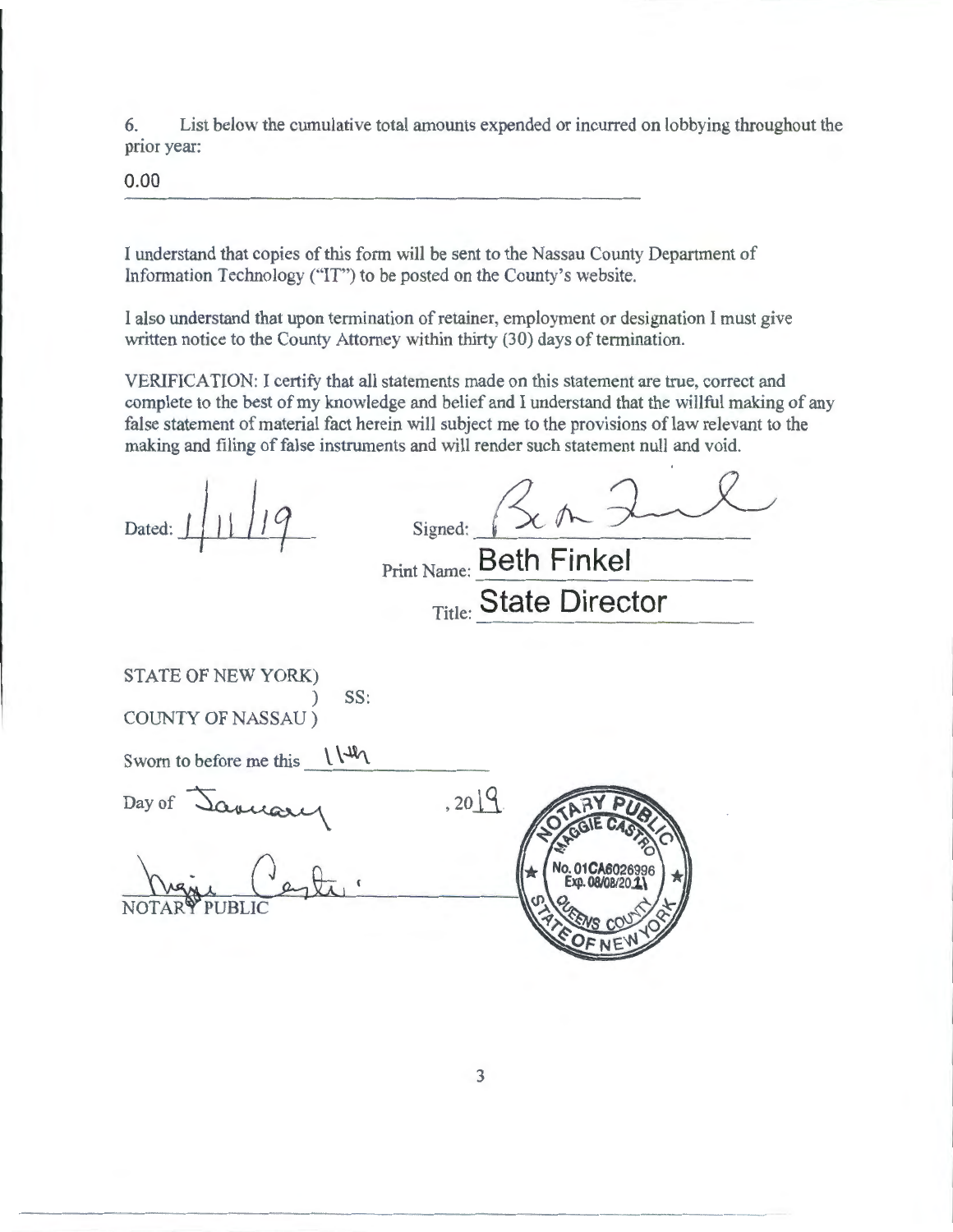6. List below the cumulative total amounts expended or incurred on lobbying throughout the prior year:

0.00

I understand that copies of this form will be sent to the Nassau County Department of Information Technology ("IT") to be posted on the County's website.

I also understand that upon termination of retainer, employment or designation I must give written notice to the County Attorney within thirty (30) days of termination.

VERIFICATION: I certify that all statements made on this statement are true, correct and complete to the best of my knowledge and belief and I understand that the willful making of any false statement of material fact herein will subject me to the provisions of law relevant to the making and filing of false instruments and will render such statement null and void.

Dated: 1/11/19

Signed: [signature]

Print Name: **Beth Finkel**

Title: **State Director**

STATE OF NEW YORK)
) SS:
COUNTY OF NASSAU )

Sworn to before me this 11th

Day of January, 2019

[signature]
NOTARY PUBLIC

NOTARY PUBLIC
MAGGIE CASTRO
No. 01CA6026996
Exp. 08/08/2021
QUEENS COUNTY
STATE OF NEW YORK